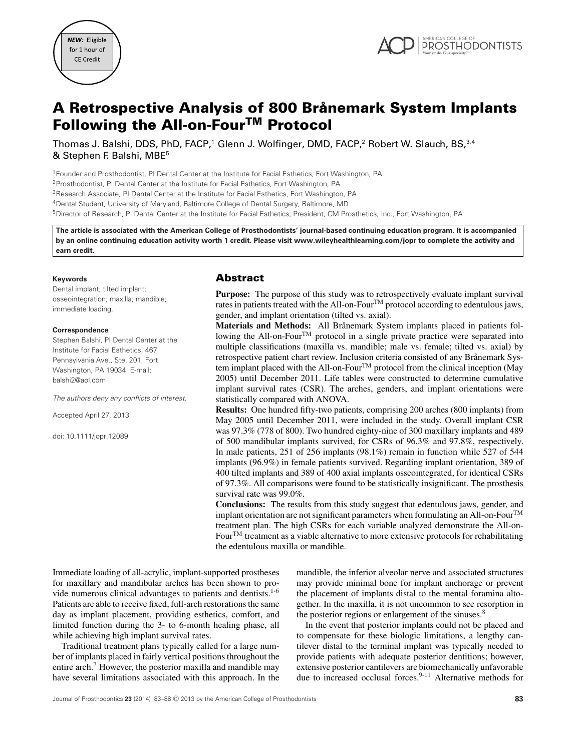NEW: Eligible for 1 hour of CE Credit

# A Retrospective Analysis of 800 Brånemark System Implants Following the All-on-Four™ Protocol

Thomas J. Balshi, DDS, PhD, FACP,[1] Glenn J. Wolfinger, DMD, FACP,[2] Robert W. Slauch, BS,[3,4] & Stephen F. Balshi, MBE[5]

[1]Founder and Prosthodontist, PI Dental Center at the Institute for Facial Esthetics, Fort Washington, PA
[2]Prosthodontist, PI Dental Center at the Institute for Facial Esthetics, Fort Washington, PA
[3]Research Associate, PI Dental Center at the Institute for Facial Esthetics, Fort Washington, PA
[4]Dental Student, University of Maryland, Baltimore College of Dental Surgery, Baltimore, MD
[5]Director of Research, PI Dental Center at the Institute for Facial Esthetics; President, CM Prosthetics, Inc., Fort Washington, PA

**The article is associated with the American College of Prosthodontists' journal-based continuing education program. It is accompanied by an online continuing education activity worth 1 credit. Please visit www.wileyhealthlearning.com/jopr to complete the activity and earn credit.**

**Keywords**
Dental implant; tilted implant; osseointegration; maxilla; mandible; immediate loading.

**Correspondence**
Stephen Balshi, PI Dental Center at the Institute for Facial Esthetics, 467 Pennsylvania Ave., Ste. 201, Fort Washington, PA 19034. E-mail: balshi2@aol.com

*The authors deny any conflicts of interest.*

Accepted April 27, 2013

doi: 10.1111/jopr.12089

## Abstract

**Purpose:** The purpose of this study was to retrospectively evaluate implant survival rates in patients treated with the All-on-Four™ protocol according to edentulous jaws, gender, and implant orientation (tilted vs. axial).

**Materials and Methods:** All Brånemark System implants placed in patients following the All-on-Four™ protocol in a single private practice were separated into multiple classifications (maxilla vs. mandible; male vs. female; tilted vs. axial) by retrospective patient chart review. Inclusion criteria consisted of any Brånemark System implant placed with the All-on-Four™ protocol from the clinical inception (May 2005) until December 2011. Life tables were constructed to determine cumulative implant survival rates (CSR). The arches, genders, and implant orientations were statistically compared with ANOVA.

**Results:** One hundred fifty-two patients, comprising 200 arches (800 implants) from May 2005 until December 2011, were included in the study. Overall implant CSR was 97.3% (778 of 800). Two hundred eighty-nine of 300 maxillary implants and 489 of 500 mandibular implants survived, for CSRs of 96.3% and 97.8%, respectively. In male patients, 251 of 256 implants (98.1%) remain in function while 527 of 544 implants (96.9%) in female patients survived. Regarding implant orientation, 389 of 400 tilted implants and 389 of 400 axial implants osseointegrated, for identical CSRs of 97.3%. All comparisons were found to be statistically insignificant. The prosthesis survival rate was 99.0%.

**Conclusions:** The results from this study suggest that edentulous jaws, gender, and implant orientation are not significant parameters when formulating an All-on-Four™ treatment plan. The high CSRs for each variable analyzed demonstrate the All-on-Four™ treatment as a viable alternative to more extensive protocols for rehabilitating the edentulous maxilla or mandible.

Immediate loading of all-acrylic, implant-supported prostheses for maxillary and mandibular arches has been shown to provide numerous clinical advantages to patients and dentists.[1-6] Patients are able to receive fixed, full-arch restorations the same day as implant placement, providing esthetics, comfort, and limited function during the 3- to 6-month healing phase, all while achieving high implant survival rates.

Traditional treatment plans typically called for a large number of implants placed in fairly vertical positions throughout the entire arch.[7] However, the posterior maxilla and mandible may have several limitations associated with this approach. In the mandible, the inferior alveolar nerve and associated structures may provide minimal bone for implant anchorage or prevent the placement of implants distal to the mental foramina altogether. In the maxilla, it is not uncommon to see resorption in the posterior regions or enlargement of the sinuses.[8]

In the event that posterior implants could not be placed and to compensate for these biologic limitations, a lengthy cantilever distal to the terminal implant was typically needed to provide patients with adequate posterior dentitions; however, extensive posterior cantilevers are biomechanically unfavorable due to increased occlusal forces.[9-11] Alternative methods for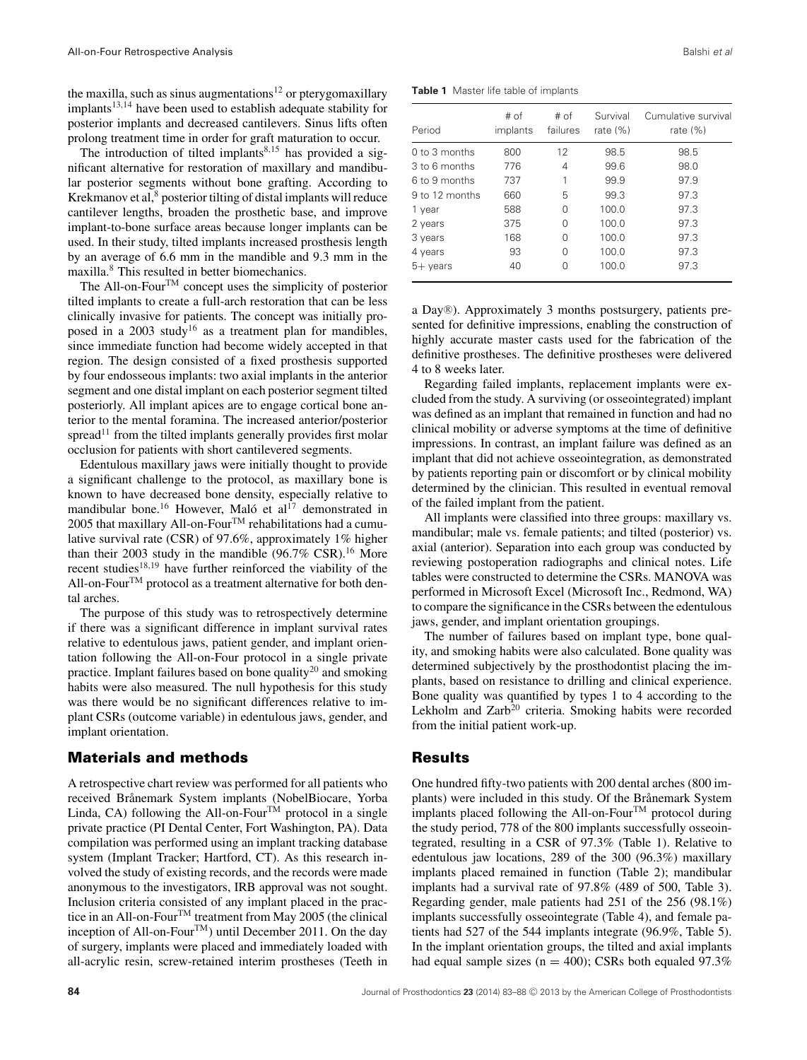the maxilla, such as sinus augmentations[12] or pterygomaxillary implants[13,14] have been used to establish adequate stability for posterior implants and decreased cantilevers. Sinus lifts often prolong treatment time in order for graft maturation to occur.

The introduction of tilted implants[8,15] has provided a significant alternative for restoration of maxillary and mandibular posterior segments without bone grafting. According to Krekmanov et al,[8] posterior tilting of distal implants will reduce cantilever lengths, broaden the prosthetic base, and improve implant-to-bone surface areas because longer implants can be used. In their study, tilted implants increased prosthesis length by an average of 6.6 mm in the mandible and 9.3 mm in the maxilla.[8] This resulted in better biomechanics.

The All-on-Four™ concept uses the simplicity of posterior tilted implants to create a full-arch restoration that can be less clinically invasive for patients. The concept was initially proposed in a 2003 study[16] as a treatment plan for mandibles, since immediate function had become widely accepted in that region. The design consisted of a fixed prosthesis supported by four endosseous implants: two axial implants in the anterior segment and one distal implant on each posterior segment tilted posteriorly. All implant apices are to engage cortical bone anterior to the mental foramina. The increased anterior/posterior spread[11] from the tilted implants generally provides first molar occlusion for patients with short cantilevered segments.

Edentulous maxillary jaws were initially thought to provide a significant challenge to the protocol, as maxillary bone is known to have decreased bone density, especially relative to mandibular bone.[16] However, Maló et al[17] demonstrated in 2005 that maxillary All-on-Four™ rehabilitations had a cumulative survival rate (CSR) of 97.6%, approximately 1% higher than their 2003 study in the mandible (96.7% CSR).[16] More recent studies[18,19] have further reinforced the viability of the All-on-Four™ protocol as a treatment alternative for both dental arches.

The purpose of this study was to retrospectively determine if there was a significant difference in implant survival rates relative to edentulous jaws, patient gender, and implant orientation following the All-on-Four protocol in a single private practice. Implant failures based on bone quality[20] and smoking habits were also measured. The null hypothesis for this study was there would be no significant differences relative to implant CSRs (outcome variable) in edentulous jaws, gender, and implant orientation.

## Materials and methods

A retrospective chart review was performed for all patients who received Brånemark System implants (NobelBiocare, Yorba Linda, CA) following the All-on-Four™ protocol in a single private practice (PI Dental Center, Fort Washington, PA). Data compilation was performed using an implant tracking database system (Implant Tracker; Hartford, CT). As this research involved the study of existing records, and the records were made anonymous to the investigators, IRB approval was not sought. Inclusion criteria consisted of any implant placed in the practice in an All-on-Four™ treatment from May 2005 (the clinical inception of All-on-Four™) until December 2011. On the day of surgery, implants were placed and immediately loaded with all-acrylic resin, screw-retained interim prostheses (Teeth in a Day®). Approximately 3 months postsurgery, patients presented for definitive impressions, enabling the construction of highly accurate master casts used for the fabrication of the definitive prostheses. The definitive prostheses were delivered 4 to 8 weeks later.

**Table 1** Master life table of implants

| Period | # of implants | # of failures | Survival rate (%) | Cumulative survival rate (%) |
|---|---|---|---|---|
| 0 to 3 months | 800 | 12 | 98.5 | 98.5 |
| 3 to 6 months | 776 | 4 | 99.6 | 98.0 |
| 6 to 9 months | 737 | 1 | 99.9 | 97.9 |
| 9 to 12 months | 660 | 5 | 99.3 | 97.3 |
| 1 year | 588 | 0 | 100.0 | 97.3 |
| 2 years | 375 | 0 | 100.0 | 97.3 |
| 3 years | 168 | 0 | 100.0 | 97.3 |
| 4 years | 93 | 0 | 100.0 | 97.3 |
| 5+ years | 40 | 0 | 100.0 | 97.3 |

Regarding failed implants, replacement implants were excluded from the study. A surviving (or osseointegrated) implant was defined as an implant that remained in function and had no clinical mobility or adverse symptoms at the time of definitive impressions. In contrast, an implant failure was defined as an implant that did not achieve osseointegration, as demonstrated by patients reporting pain or discomfort or by clinical mobility determined by the clinician. This resulted in eventual removal of the failed implant from the patient.

All implants were classified into three groups: maxillary vs. mandibular; male vs. female patients; and tilted (posterior) vs. axial (anterior). Separation into each group was conducted by reviewing postoperation radiographs and clinical notes. Life tables were constructed to determine the CSRs. MANOVA was performed in Microsoft Excel (Microsoft Inc., Redmond, WA) to compare the significance in the CSRs between the edentulous jaws, gender, and implant orientation groupings.

The number of failures based on implant type, bone quality, and smoking habits were also calculated. Bone quality was determined subjectively by the prosthodontist placing the implants, based on resistance to drilling and clinical experience. Bone quality was quantified by types 1 to 4 according to the Lekholm and Zarb[20] criteria. Smoking habits were recorded from the initial patient work-up.

## Results

One hundred fifty-two patients with 200 dental arches (800 implants) were included in this study. Of the Brånemark System implants placed following the All-on-Four™ protocol during the study period, 778 of the 800 implants successfully osseointegrated, resulting in a CSR of 97.3% (Table 1). Relative to edentulous jaw locations, 289 of the 300 (96.3%) maxillary implants placed remained in function (Table 2); mandibular implants had a survival rate of 97.8% (489 of 500, Table 3). Regarding gender, male patients had 251 of the 256 (98.1%) implants successfully osseointegrate (Table 4), and female patients had 527 of the 544 implants integrate (96.9%, Table 5). In the implant orientation groups, the tilted and axial implants had equal sample sizes (n = 400); CSRs both equaled 97.3%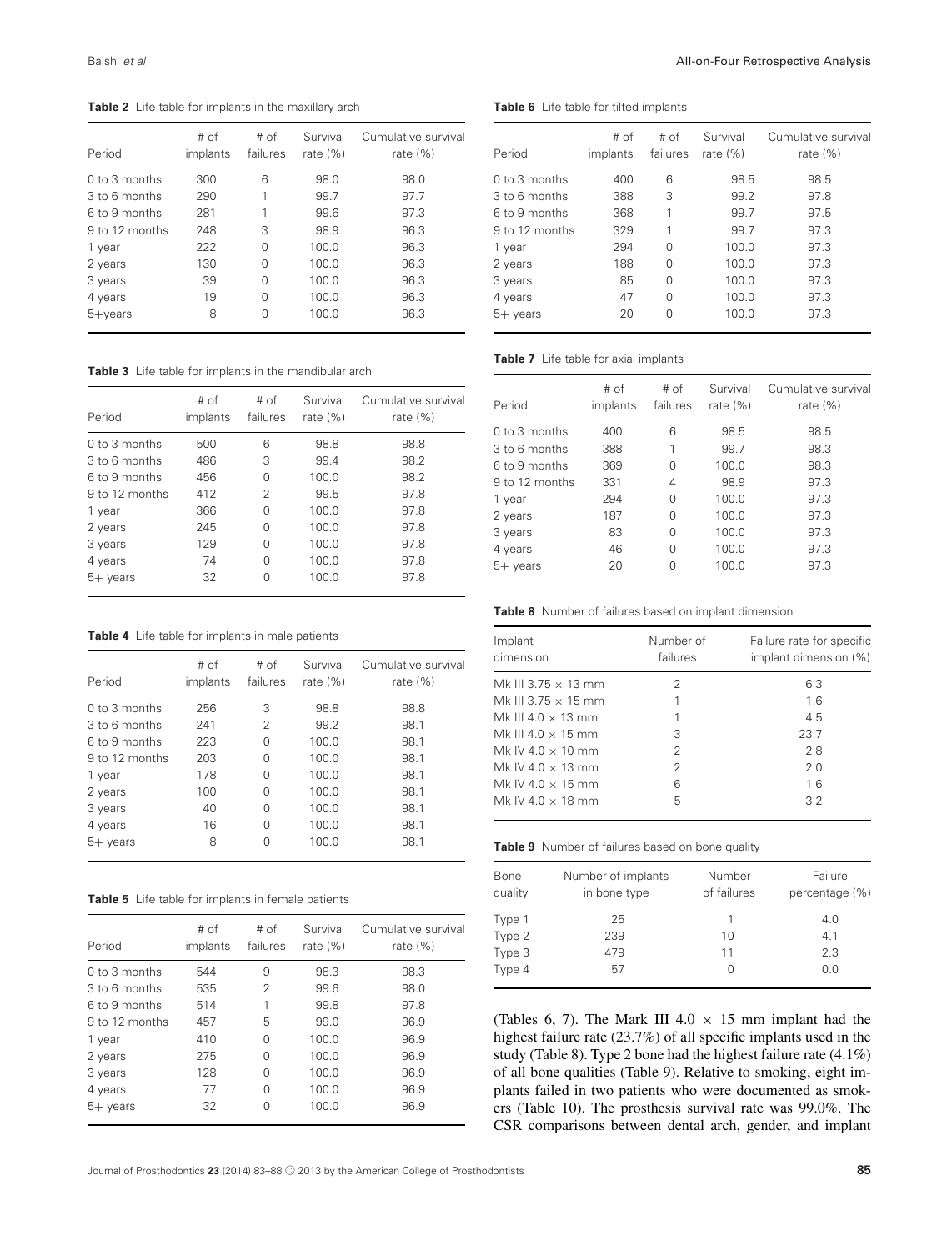**Table 2** Life table for implants in the maxillary arch

| Period | # of implants | # of failures | Survival rate (%) | Cumulative survival rate (%) |
|---|---|---|---|---|
| 0 to 3 months | 300 | 6 | 98.0 | 98.0 |
| 3 to 6 months | 290 | 1 | 99.7 | 97.7 |
| 6 to 9 months | 281 | 1 | 99.6 | 97.3 |
| 9 to 12 months | 248 | 3 | 98.9 | 96.3 |
| 1 year | 222 | 0 | 100.0 | 96.3 |
| 2 years | 130 | 0 | 100.0 | 96.3 |
| 3 years | 39 | 0 | 100.0 | 96.3 |
| 4 years | 19 | 0 | 100.0 | 96.3 |
| 5+years | 8 | 0 | 100.0 | 96.3 |

**Table 3** Life table for implants in the mandibular arch

| Period | # of implants | # of failures | Survival rate (%) | Cumulative survival rate (%) |
|---|---|---|---|---|
| 0 to 3 months | 500 | 6 | 98.8 | 98.8 |
| 3 to 6 months | 486 | 3 | 99.4 | 98.2 |
| 6 to 9 months | 456 | 0 | 100.0 | 98.2 |
| 9 to 12 months | 412 | 2 | 99.5 | 97.8 |
| 1 year | 366 | 0 | 100.0 | 97.8 |
| 2 years | 245 | 0 | 100.0 | 97.8 |
| 3 years | 129 | 0 | 100.0 | 97.8 |
| 4 years | 74 | 0 | 100.0 | 97.8 |
| 5+ years | 32 | 0 | 100.0 | 97.8 |

**Table 4** Life table for implants in male patients

| Period | # of implants | # of failures | Survival rate (%) | Cumulative survival rate (%) |
|---|---|---|---|---|
| 0 to 3 months | 256 | 3 | 98.8 | 98.8 |
| 3 to 6 months | 241 | 2 | 99.2 | 98.1 |
| 6 to 9 months | 223 | 0 | 100.0 | 98.1 |
| 9 to 12 months | 203 | 0 | 100.0 | 98.1 |
| 1 year | 178 | 0 | 100.0 | 98.1 |
| 2 years | 100 | 0 | 100.0 | 98.1 |
| 3 years | 40 | 0 | 100.0 | 98.1 |
| 4 years | 16 | 0 | 100.0 | 98.1 |
| 5+ years | 8 | 0 | 100.0 | 98.1 |

**Table 5** Life table for implants in female patients

| Period | # of implants | # of failures | Survival rate (%) | Cumulative survival rate (%) |
|---|---|---|---|---|
| 0 to 3 months | 544 | 9 | 98.3 | 98.3 |
| 3 to 6 months | 535 | 2 | 99.6 | 98.0 |
| 6 to 9 months | 514 | 1 | 99.8 | 97.8 |
| 9 to 12 months | 457 | 5 | 99.0 | 96.9 |
| 1 year | 410 | 0 | 100.0 | 96.9 |
| 2 years | 275 | 0 | 100.0 | 96.9 |
| 3 years | 128 | 0 | 100.0 | 96.9 |
| 4 years | 77 | 0 | 100.0 | 96.9 |
| 5+ years | 32 | 0 | 100.0 | 96.9 |

**Table 6** Life table for tilted implants

| Period | # of implants | # of failures | Survival rate (%) | Cumulative survival rate (%) |
|---|---|---|---|---|
| 0 to 3 months | 400 | 6 | 98.5 | 98.5 |
| 3 to 6 months | 388 | 3 | 99.2 | 97.8 |
| 6 to 9 months | 368 | 1 | 99.7 | 97.5 |
| 9 to 12 months | 329 | 1 | 99.7 | 97.3 |
| 1 year | 294 | 0 | 100.0 | 97.3 |
| 2 years | 188 | 0 | 100.0 | 97.3 |
| 3 years | 85 | 0 | 100.0 | 97.3 |
| 4 years | 47 | 0 | 100.0 | 97.3 |
| 5+ years | 20 | 0 | 100.0 | 97.3 |

**Table 7** Life table for axial implants

| Period | # of implants | # of failures | Survival rate (%) | Cumulative survival rate (%) |
|---|---|---|---|---|
| 0 to 3 months | 400 | 6 | 98.5 | 98.5 |
| 3 to 6 months | 388 | 1 | 99.7 | 98.3 |
| 6 to 9 months | 369 | 0 | 100.0 | 98.3 |
| 9 to 12 months | 331 | 4 | 98.9 | 97.3 |
| 1 year | 294 | 0 | 100.0 | 97.3 |
| 2 years | 187 | 0 | 100.0 | 97.3 |
| 3 years | 83 | 0 | 100.0 | 97.3 |
| 4 years | 46 | 0 | 100.0 | 97.3 |
| 5+ years | 20 | 0 | 100.0 | 97.3 |

**Table 8** Number of failures based on implant dimension

| Implant dimension | Number of failures | Failure rate for specific implant dimension (%) |
|---|---|---|
| Mk III 3.75 × 13 mm | 2 | 6.3 |
| Mk III 3.75 × 15 mm | 1 | 1.6 |
| Mk III 4.0 × 13 mm | 1 | 4.5 |
| Mk III 4.0 × 15 mm | 3 | 23.7 |
| Mk IV 4.0 × 10 mm | 2 | 2.8 |
| Mk IV 4.0 × 13 mm | 2 | 2.0 |
| Mk IV 4.0 × 15 mm | 6 | 1.6 |
| Mk IV 4.0 × 18 mm | 5 | 3.2 |

**Table 9** Number of failures based on bone quality

| Bone quality | Number of implants in bone type | Number of failures | Failure percentage (%) |
|---|---|---|---|
| Type 1 | 25 | 1 | 4.0 |
| Type 2 | 239 | 10 | 4.1 |
| Type 3 | 479 | 11 | 2.3 |
| Type 4 | 57 | 0 | 0.0 |

(Tables 6, 7). The Mark III 4.0 × 15 mm implant had the highest failure rate (23.7%) of all specific implants used in the study (Table 8). Type 2 bone had the highest failure rate (4.1%) of all bone qualities (Table 9). Relative to smoking, eight implants failed in two patients who were documented as smokers (Table 10). The prosthesis survival rate was 99.0%. The CSR comparisons between dental arch, gender, and implant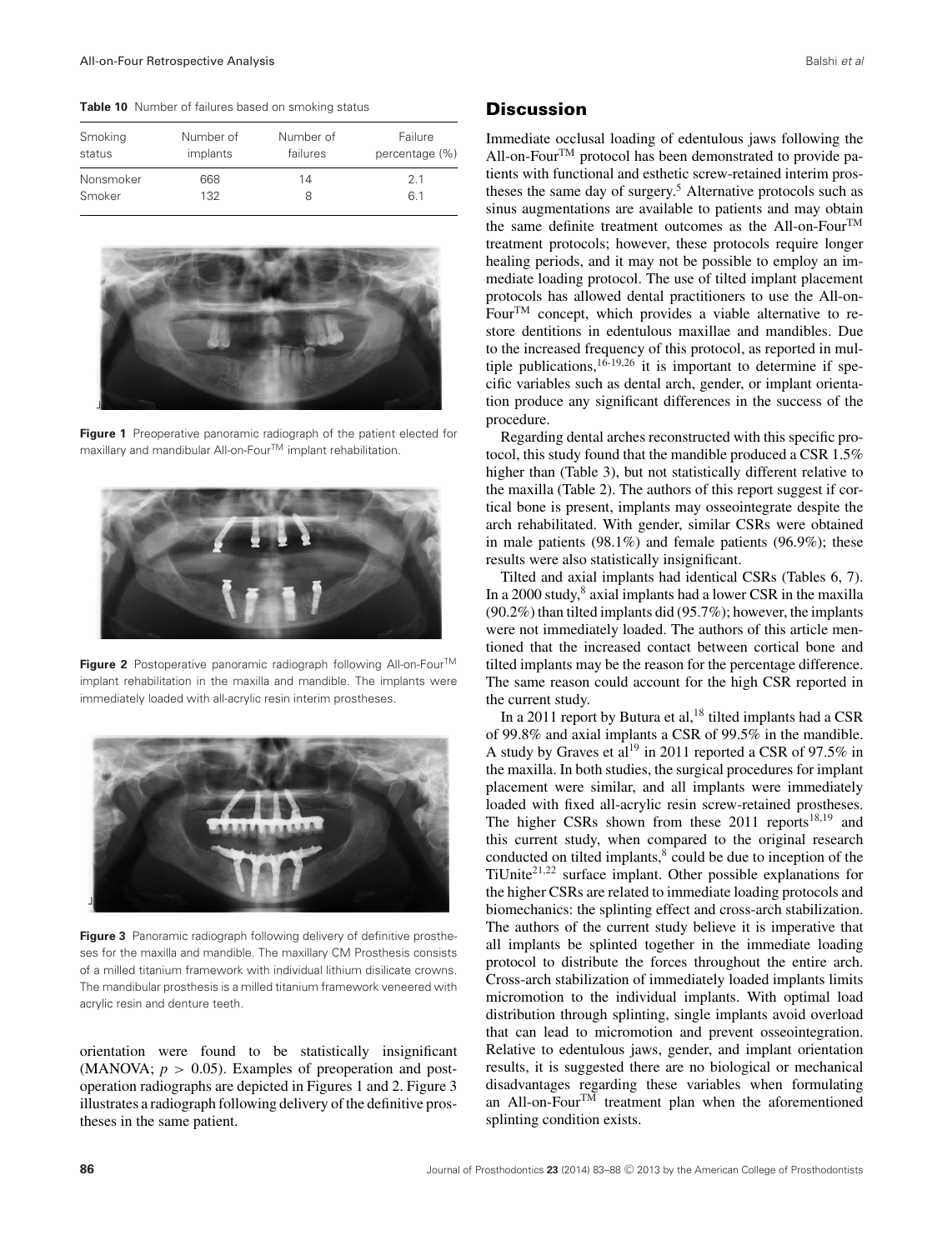**Table 10** Number of failures based on smoking status

| Smoking status | Number of implants | Number of failures | Failure percentage (%) |
|---|---|---|---|
| Nonsmoker | 668 | 14 | 2.1 |
| Smoker | 132 | 8 | 6.1 |

**Figure 1** Preoperative panoramic radiograph of the patient elected for maxillary and mandibular All-on-Four™ implant rehabilitation.

**Figure 2** Postoperative panoramic radiograph following All-on-Four™ implant rehabilitation in the maxilla and mandible. The implants were immediately loaded with all-acrylic resin interim prostheses.

**Figure 3** Panoramic radiograph following delivery of definitive prostheses for the maxilla and mandible. The maxillary CM Prosthesis consists of a milled titanium framework with individual lithium disilicate crowns. The mandibular prosthesis is a milled titanium framework veneered with acrylic resin and denture teeth.

orientation were found to be statistically insignificant (MANOVA; $p > 0.05$). Examples of preoperation and postoperation radiographs are depicted in Figures 1 and 2. Figure 3 illustrates a radiograph following delivery of the definitive prostheses in the same patient.

## Discussion

Immediate occlusal loading of edentulous jaws following the All-on-Four™ protocol has been demonstrated to provide patients with functional and esthetic screw-retained interim prostheses the same day of surgery.[5] Alternative protocols such as sinus augmentations are available to patients and may obtain the same definite treatment outcomes as the All-on-Four™ treatment protocols; however, these protocols require longer healing periods, and it may not be possible to employ an immediate loading protocol. The use of tilted implant placement protocols has allowed dental practitioners to use the All-on-Four™ concept, which provides a viable alternative to restore dentitions in edentulous maxillae and mandibles. Due to the increased frequency of this protocol, as reported in multiple publications,[16-19,26] it is important to determine if specific variables such as dental arch, gender, or implant orientation produce any significant differences in the success of the procedure.

Regarding dental arches reconstructed with this specific protocol, this study found that the mandible produced a CSR 1.5% higher than (Table 3), but not statistically different relative to the maxilla (Table 2). The authors of this report suggest if cortical bone is present, implants may osseointegrate despite the arch rehabilitated. With gender, similar CSRs were obtained in male patients (98.1%) and female patients (96.9%); these results were also statistically insignificant.

Tilted and axial implants had identical CSRs (Tables 6, 7). In a 2000 study,[8] axial implants had a lower CSR in the maxilla (90.2%) than tilted implants did (95.7%); however, the implants were not immediately loaded. The authors of this article mentioned that the increased contact between cortical bone and tilted implants may be the reason for the percentage difference. The same reason could account for the high CSR reported in the current study.

In a 2011 report by Butura et al,[18] tilted implants had a CSR of 99.8% and axial implants a CSR of 99.5% in the mandible. A study by Graves et al[19] in 2011 reported a CSR of 97.5% in the maxilla. In both studies, the surgical procedures for implant placement were similar, and all implants were immediately loaded with fixed all-acrylic resin screw-retained prostheses. The higher CSRs shown from these 2011 reports[18,19] and this current study, when compared to the original research conducted on tilted implants,[8] could be due to inception of the TiUnite[21,22] surface implant. Other possible explanations for the higher CSRs are related to immediate loading protocols and biomechanics: the splinting effect and cross-arch stabilization. The authors of the current study believe it is imperative that all implants be splinted together in the immediate loading protocol to distribute the forces throughout the entire arch. Cross-arch stabilization of immediately loaded implants limits micromotion to the individual implants. With optimal load distribution through splinting, single implants avoid overload that can lead to micromotion and prevent osseointegration. Relative to edentulous jaws, gender, and implant orientation results, it is suggested there are no biological or mechanical disadvantages regarding these variables when formulating an All-on-Four™ treatment plan when the aforementioned splinting condition exists.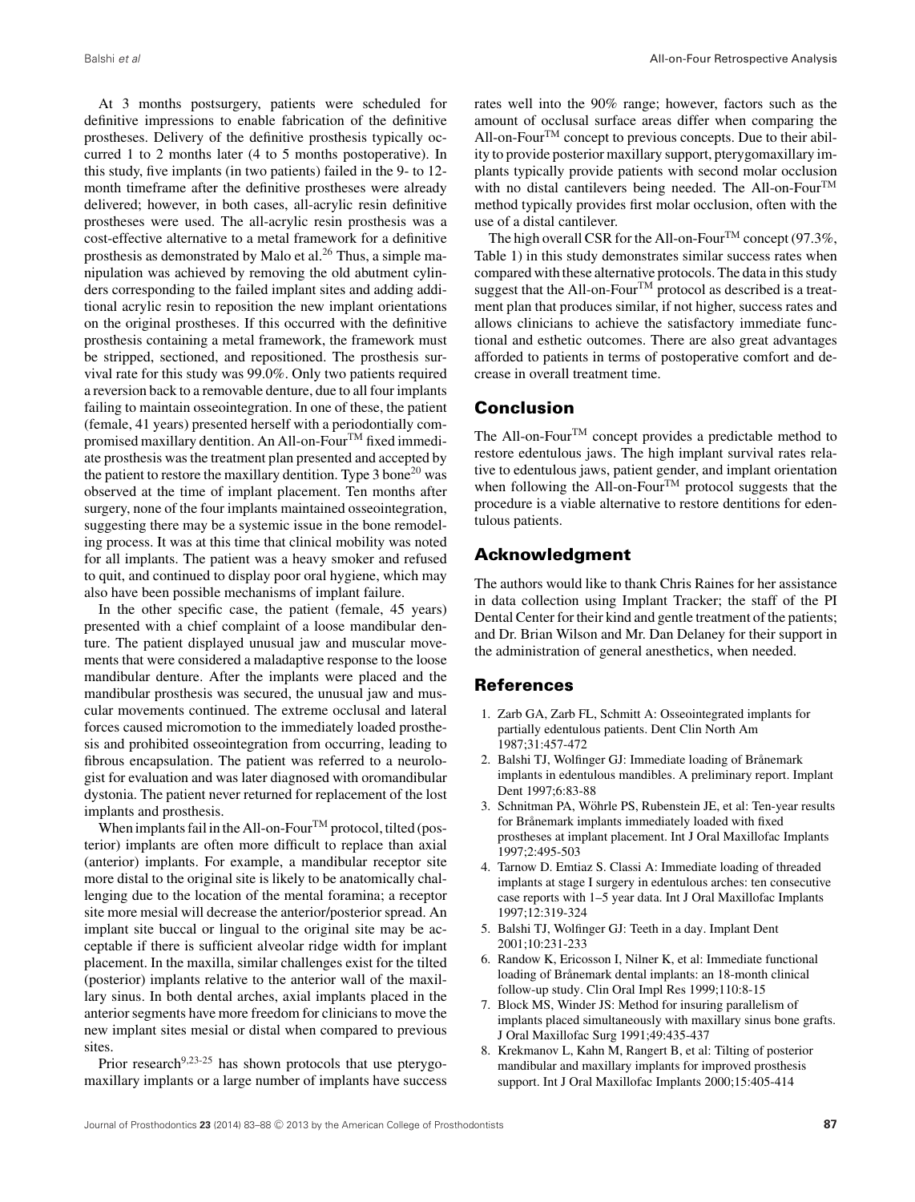At 3 months postsurgery, patients were scheduled for definitive impressions to enable fabrication of the definitive prostheses. Delivery of the definitive prosthesis typically occurred 1 to 2 months later (4 to 5 months postoperative). In this study, five implants (in two patients) failed in the 9- to 12-month timeframe after the definitive prostheses were already delivered; however, in both cases, all-acrylic resin definitive prostheses were used. The all-acrylic resin prosthesis was a cost-effective alternative to a metal framework for a definitive prosthesis as demonstrated by Malo et al.[26] Thus, a simple manipulation was achieved by removing the old abutment cylinders corresponding to the failed implant sites and adding additional acrylic resin to reposition the new implant orientations on the original prostheses. If this occurred with the definitive prosthesis containing a metal framework, the framework must be stripped, sectioned, and repositioned. The prosthesis survival rate for this study was 99.0%. Only two patients required a reversion back to a removable denture, due to all four implants failing to maintain osseointegration. In one of these, the patient (female, 41 years) presented herself with a periodontially compromised maxillary dentition. An All-on-Four™ fixed immediate prosthesis was the treatment plan presented and accepted by the patient to restore the maxillary dentition. Type 3 bone[20] was observed at the time of implant placement. Ten months after surgery, none of the four implants maintained osseointegration, suggesting there may be a systemic issue in the bone remodeling process. It was at this time that clinical mobility was noted for all implants. The patient was a heavy smoker and refused to quit, and continued to display poor oral hygiene, which may also have been possible mechanisms of implant failure.

In the other specific case, the patient (female, 45 years) presented with a chief complaint of a loose mandibular denture. The patient displayed unusual jaw and muscular movements that were considered a maladaptive response to the loose mandibular denture. After the implants were placed and the mandibular prosthesis was secured, the unusual jaw and muscular movements continued. The extreme occlusal and lateral forces caused micromotion to the immediately loaded prosthesis and prohibited osseointegration from occurring, leading to fibrous encapsulation. The patient was referred to a neurologist for evaluation and was later diagnosed with oromandibular dystonia. The patient never returned for replacement of the lost implants and prosthesis.

When implants fail in the All-on-Four™ protocol, tilted (posterior) implants are often more difficult to replace than axial (anterior) implants. For example, a mandibular receptor site more distal to the original site is likely to be anatomically challenging due to the location of the mental foramina; a receptor site more mesial will decrease the anterior/posterior spread. An implant site buccal or lingual to the original site may be acceptable if there is sufficient alveolar ridge width for implant placement. In the maxilla, similar challenges exist for the tilted (posterior) implants relative to the anterior wall of the maxillary sinus. In both dental arches, axial implants placed in the anterior segments have more freedom for clinicians to move the new implant sites mesial or distal when compared to previous sites.

Prior research[9,23-25] has shown protocols that use pterygomaxillary implants or a large number of implants have success rates well into the 90% range; however, factors such as the amount of occlusal surface areas differ when comparing the All-on-Four™ concept to previous concepts. Due to their ability to provide posterior maxillary support, pterygomaxillary implants typically provide patients with second molar occlusion with no distal cantilevers being needed. The All-on-Four™ method typically provides first molar occlusion, often with the use of a distal cantilever.

The high overall CSR for the All-on-Four™ concept (97.3%, Table 1) in this study demonstrates similar success rates when compared with these alternative protocols. The data in this study suggest that the All-on-Four™ protocol as described is a treatment plan that produces similar, if not higher, success rates and allows clinicians to achieve the satisfactory immediate functional and esthetic outcomes. There are also great advantages afforded to patients in terms of postoperative comfort and decrease in overall treatment time.

## Conclusion

The All-on-Four™ concept provides a predictable method to restore edentulous jaws. The high implant survival rates relative to edentulous jaws, patient gender, and implant orientation when following the All-on-Four™ protocol suggests that the procedure is a viable alternative to restore dentitions for edentulous patients.

## Acknowledgment

The authors would like to thank Chris Raines for her assistance in data collection using Implant Tracker; the staff of the PI Dental Center for their kind and gentle treatment of the patients; and Dr. Brian Wilson and Mr. Dan Delaney for their support in the administration of general anesthetics, when needed.

## References

1. Zarb GA, Zarb FL, Schmitt A: Osseointegrated implants for partially edentulous patients. Dent Clin North Am 1987;31:457-472
2. Balshi TJ, Wolfinger GJ: Immediate loading of Brånemark implants in edentulous mandibles. A preliminary report. Implant Dent 1997;6:83-88
3. Schnitman PA, Wöhrle PS, Rubenstein JE, et al: Ten-year results for Brånemark implants immediately loaded with fixed prostheses at implant placement. Int J Oral Maxillofac Implants 1997;2:495-503
4. Tarnow D. Emtiaz S. Classi A: Immediate loading of threaded implants at stage I surgery in edentulous arches: ten consecutive case reports with 1–5 year data. Int J Oral Maxillofac Implants 1997;12:319-324
5. Balshi TJ, Wolfinger GJ: Teeth in a day. Implant Dent 2001;10:231-233
6. Randow K, Ericosson I, Nilner K, et al: Immediate functional loading of Brånemark dental implants: an 18-month clinical follow-up study. Clin Oral Impl Res 1999;110:8-15
7. Block MS, Winder JS: Method for insuring parallelism of implants placed simultaneously with maxillary sinus bone grafts. J Oral Maxillofac Surg 1991;49:435-437
8. Krekmanov L, Kahn M, Rangert B, et al: Tilting of posterior mandibular and maxillary implants for improved prosthesis support. Int J Oral Maxillofac Implants 2000;15:405-414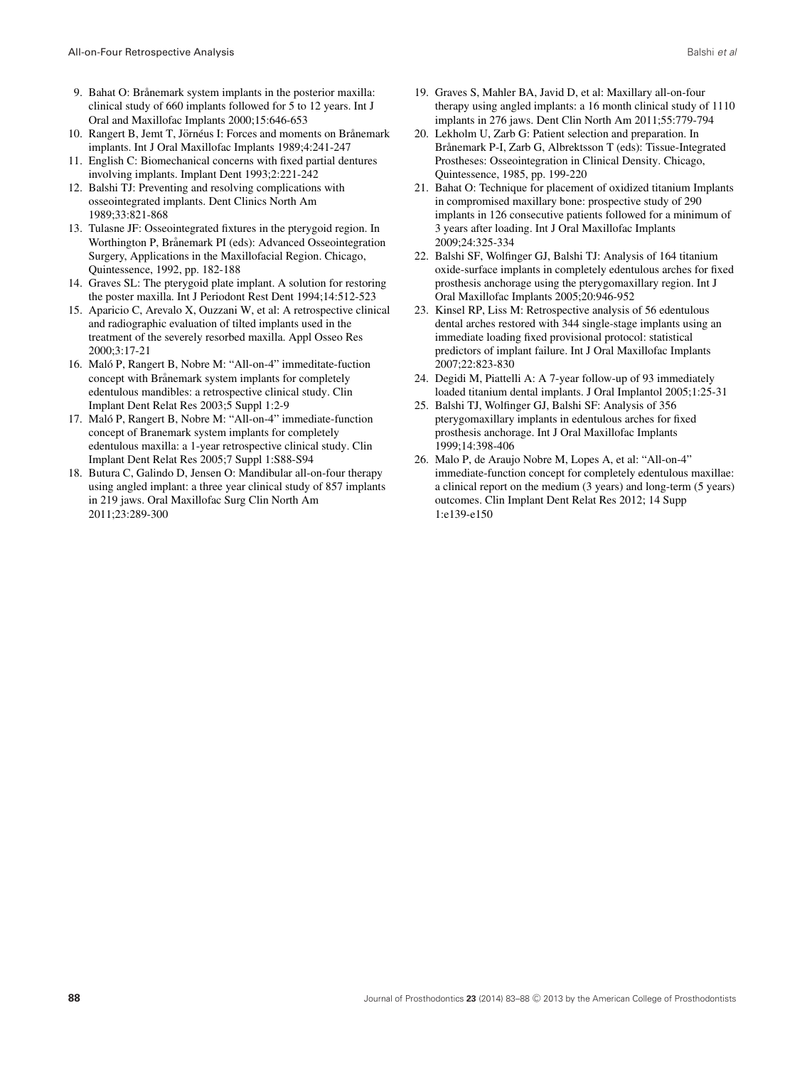9. Bahat O: Brånemark system implants in the posterior maxilla: clinical study of 660 implants followed for 5 to 12 years. Int J Oral and Maxillofac Implants 2000;15:646-653
10. Rangert B, Jemt T, Jörnéus I: Forces and moments on Brånemark implants. Int J Oral Maxillofac Implants 1989;4:241-247
11. English C: Biomechanical concerns with fixed partial dentures involving implants. Implant Dent 1993;2:221-242
12. Balshi TJ: Preventing and resolving complications with osseointegrated implants. Dent Clinics North Am 1989;33:821-868
13. Tulasne JF: Osseointegrated fixtures in the pterygoid region. In Worthington P, Brånemark PI (eds): Advanced Osseointegration Surgery, Applications in the Maxillofacial Region. Chicago, Quintessence, 1992, pp. 182-188
14. Graves SL: The pterygoid plate implant. A solution for restoring the poster maxilla. Int J Periodont Rest Dent 1994;14:512-523
15. Aparicio C, Arevalo X, Ouzzani W, et al: A retrospective clinical and radiographic evaluation of tilted implants used in the treatment of the severely resorbed maxilla. Appl Osseo Res 2000;3:17-21
16. Maló P, Rangert B, Nobre M: "All-on-4" immeditate-fuction concept with Brånemark system implants for completely edentulous mandibles: a retrospective clinical study. Clin Implant Dent Relat Res 2003;5 Suppl 1:2-9
17. Maló P, Rangert B, Nobre M: "All-on-4" immediate-function concept of Branemark system implants for completely edentulous maxilla: a 1-year retrospective clinical study. Clin Implant Dent Relat Res 2005;7 Suppl 1:S88-S94
18. Butura C, Galindo D, Jensen O: Mandibular all-on-four therapy using angled implant: a three year clinical study of 857 implants in 219 jaws. Oral Maxillofac Surg Clin North Am 2011;23:289-300
19. Graves S, Mahler BA, Javid D, et al: Maxillary all-on-four therapy using angled implants: a 16 month clinical study of 1110 implants in 276 jaws. Dent Clin North Am 2011;55:779-794
20. Lekholm U, Zarb G: Patient selection and preparation. In Brånemark P-I, Zarb G, Albrektsson T (eds): Tissue-Integrated Prostheses: Osseointegration in Clinical Density. Chicago, Quintessence, 1985, pp. 199-220
21. Bahat O: Technique for placement of oxidized titanium Implants in compromised maxillary bone: prospective study of 290 implants in 126 consecutive patients followed for a minimum of 3 years after loading. Int J Oral Maxillofac Implants 2009;24:325-334
22. Balshi SF, Wolfinger GJ, Balshi TJ: Analysis of 164 titanium oxide-surface implants in completely edentulous arches for fixed prosthesis anchorage using the pterygomaxillary region. Int J Oral Maxillofac Implants 2005;20:946-952
23. Kinsel RP, Liss M: Retrospective analysis of 56 edentulous dental arches restored with 344 single-stage implants using an immediate loading fixed provisional protocol: statistical predictors of implant failure. Int J Oral Maxillofac Implants 2007;22:823-830
24. Degidi M, Piattelli A: A 7-year follow-up of 93 immediately loaded titanium dental implants. J Oral Implantol 2005;1:25-31
25. Balshi TJ, Wolfinger GJ, Balshi SF: Analysis of 356 pterygomaxillary implants in edentulous arches for fixed prosthesis anchorage. Int J Oral Maxillofac Implants 1999;14:398-406
26. Malo P, de Araujo Nobre M, Lopes A, et al: "All-on-4" immediate-function concept for completely edentulous maxillae: a clinical report on the medium (3 years) and long-term (5 years) outcomes. Clin Implant Dent Relat Res 2012; 14 Supp 1:e139-e150